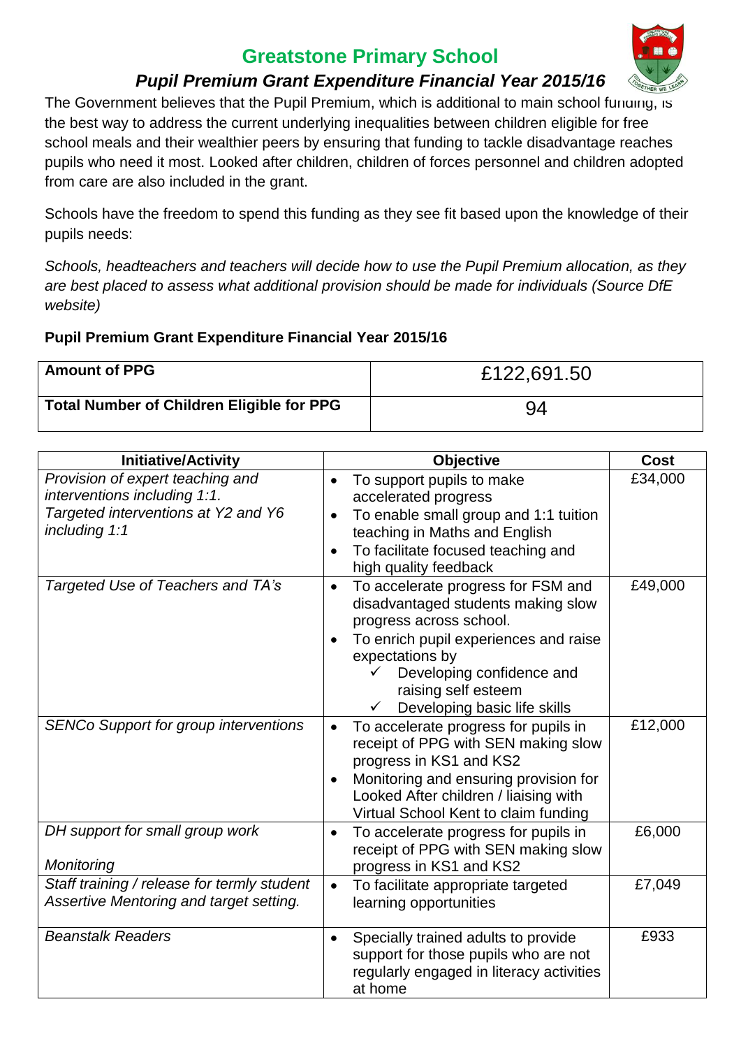# Greatstone Primary School

## *Pupil Premium Grant Expenditure Financial Year 2015/16*

The Government believes that the Pupil Premium, which is additional to main school funding, is the best way to address the current underlying inequalities between children eligible for free school meals and their wealthier peers by ensuring that funding to tackle disadvantage reaches pupils who need it most. Looked after children, children of forces personnel and children adopted from care are also included in the grant.

Schools have the freedom to spend this funding as they see fit based upon the knowledge of their pupils needs:

*Schools, headteachers and teachers will decide how to use the Pupil Premium allocation, as they are best placed to assess what additional provision should be made for individuals (Source DfE website)*

**Pupil Premium Grant Expenditure Financial Year 2015/16**

| **Amount of PPG** | £122,691.50 |
|---|---|
| **Total Number of Children Eligible for PPG** | 94 |

| Initiative/Activity | Objective | Cost |
|---|---|---|
| *Provision of expert teaching and interventions including 1:1.*<br>*Targeted interventions at Y2 and Y6 including 1:1* | • To support pupils to make accelerated progress<br>• To enable small group and 1:1 tuition teaching in Maths and English<br>• To facilitate focused teaching and high quality feedback | £34,000 |
| *Targeted Use of Teachers and TA's* | • To accelerate progress for FSM and disadvantaged students making slow progress across school.<br>• To enrich pupil experiences and raise expectations by<br>✓ Developing confidence and raising self esteem<br>✓ Developing basic life skills | £49,000 |
| *SENCo Support for group interventions* | • To accelerate progress for pupils in receipt of PPG with SEN making slow progress in KS1 and KS2<br>• Monitoring and ensuring provision for Looked After children / liaising with Virtual School Kent to claim funding | £12,000 |
| *DH support for small group work*<br><br>*Monitoring* | • To accelerate progress for pupils in receipt of PPG with SEN making slow progress in KS1 and KS2 | £6,000 |
| *Staff training / release for termly student Assertive Mentoring and target setting.* | • To facilitate appropriate targeted learning opportunities | £7,049 |
| *Beanstalk Readers* | • Specially trained adults to provide support for those pupils who are not regularly engaged in literacy activities at home | £933 |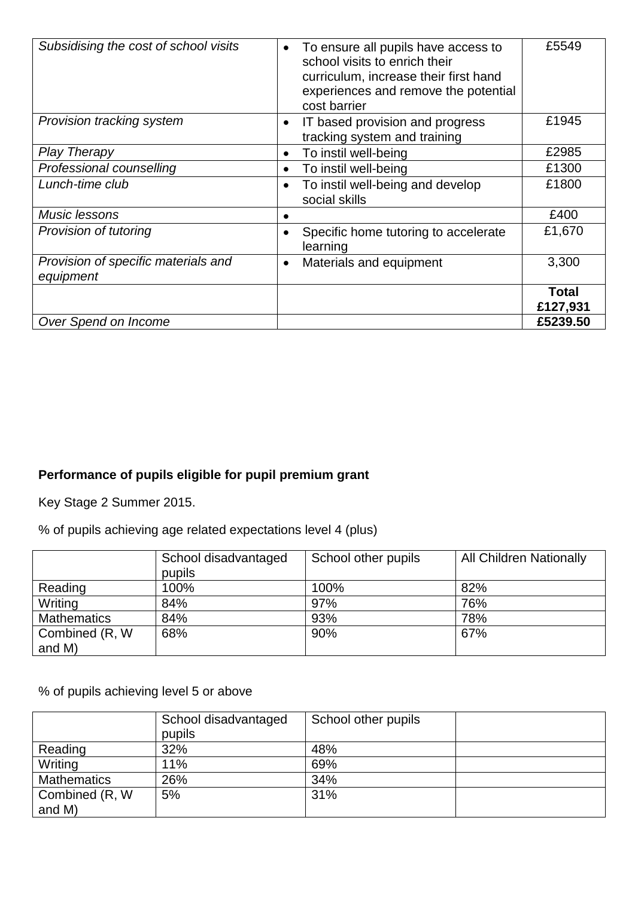| *Subsidising the cost of school visits* | • To ensure all pupils have access to school visits to enrich their curriculum, increase their first hand experiences and remove the potential cost barrier | £5549 |
|---|---|---|
| *Provision tracking system* | • IT based provision and progress tracking system and training | £1945 |
| *Play Therapy* | • To instil well-being | £2985 |
| *Professional counselling* | • To instil well-being | £1300 |
| *Lunch-time club* | • To instil well-being and develop social skills | £1800 |
| *Music lessons* | • | £400 |
| *Provision of tutoring* | • Specific home tutoring to accelerate learning | £1,670 |
| *Provision of specific materials and equipment* | • Materials and equipment | 3,300 |
| | | **Total £127,931** |
| *Over Spend on Income* | | **£5239.50** |

**Performance of pupils eligible for pupil premium grant**

Key Stage 2 Summer 2015.

% of pupils achieving age related expectations level 4 (plus)

| | School disadvantaged pupils | School other pupils | All Children Nationally |
|---|---|---|---|
| Reading | 100% | 100% | 82% |
| Writing | 84% | 97% | 76% |
| Mathematics | 84% | 93% | 78% |
| Combined (R, W and M) | 68% | 90% | 67% |

% of pupils achieving level 5 or above

| | School disadvantaged pupils | School other pupils | |
|---|---|---|---|
| Reading | 32% | 48% | |
| Writing | 11% | 69% | |
| Mathematics | 26% | 34% | |
| Combined (R, W and M) | 5% | 31% | |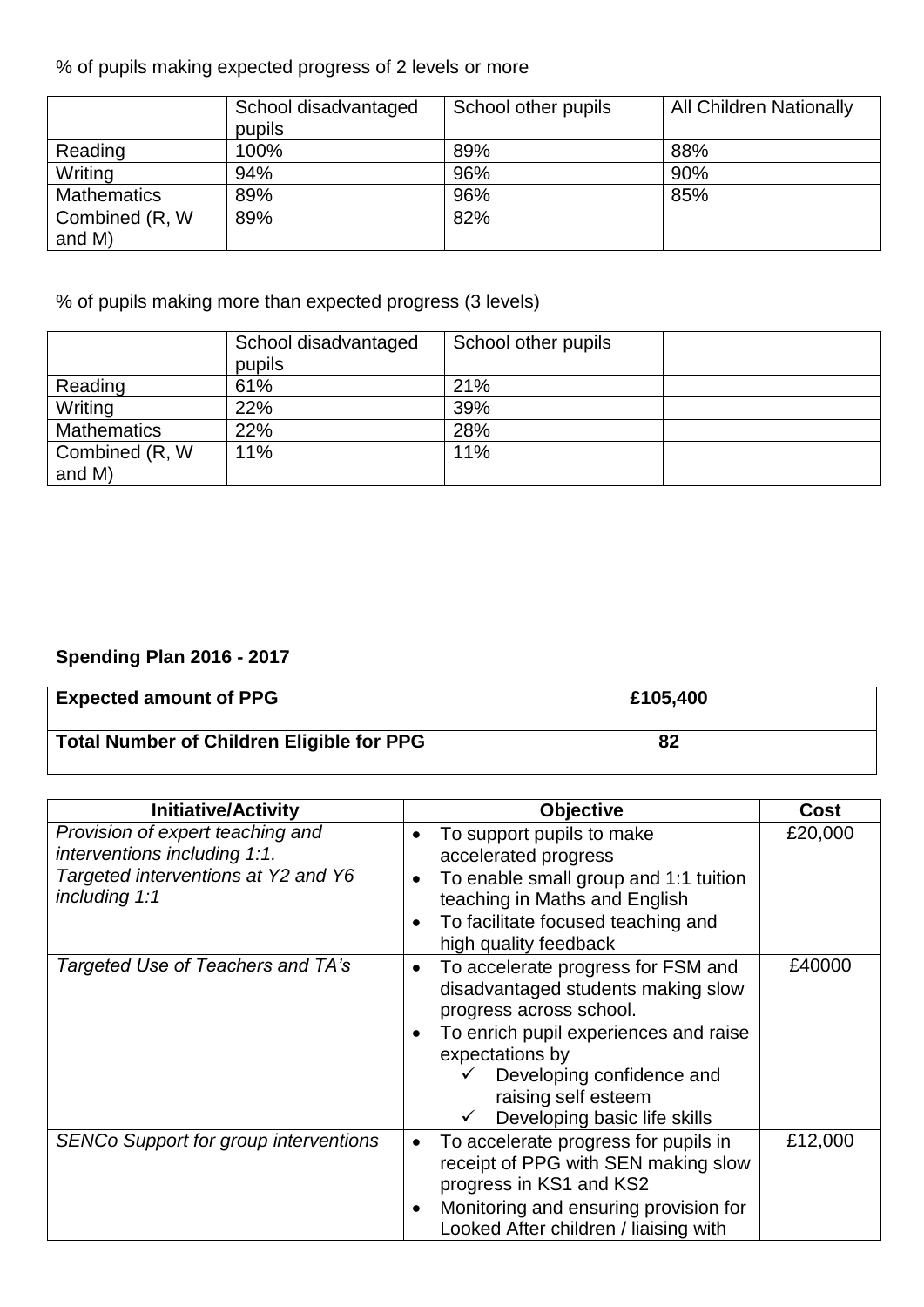% of pupils making expected progress of 2 levels or more

| | School disadvantaged pupils | School other pupils | All Children Nationally |
|---|---|---|---|
| Reading | 100% | 89% | 88% |
| Writing | 94% | 96% | 90% |
| Mathematics | 89% | 96% | 85% |
| Combined (R, W and M) | 89% | 82% | |

% of pupils making more than expected progress (3 levels)

| | School disadvantaged pupils | School other pupils | |
|---|---|---|---|
| Reading | 61% | 21% | |
| Writing | 22% | 39% | |
| Mathematics | 22% | 28% | |
| Combined (R, W and M) | 11% | 11% | |

**Spending Plan 2016 - 2017**

| **Expected amount of PPG** | **£105,400** |
|---|---|
| **Total Number of Children Eligible for PPG** | **82** |

| Initiative/Activity | Objective | Cost |
|---|---|---|
| *Provision of expert teaching and interventions including 1:1. Targeted interventions at Y2 and Y6 including 1:1* | • To support pupils to make accelerated progress<br>• To enable small group and 1:1 tuition teaching in Maths and English<br>• To facilitate focused teaching and high quality feedback | £20,000 |
| *Targeted Use of Teachers and TA's* | • To accelerate progress for FSM and disadvantaged students making slow progress across school.<br>• To enrich pupil experiences and raise expectations by<br>  ✓ Developing confidence and raising self esteem<br>  ✓ Developing basic life skills | £40000 |
| *SENCo Support for group interventions* | • To accelerate progress for pupils in receipt of PPG with SEN making slow progress in KS1 and KS2<br>• Monitoring and ensuring provision for Looked After children / liaising with | £12,000 |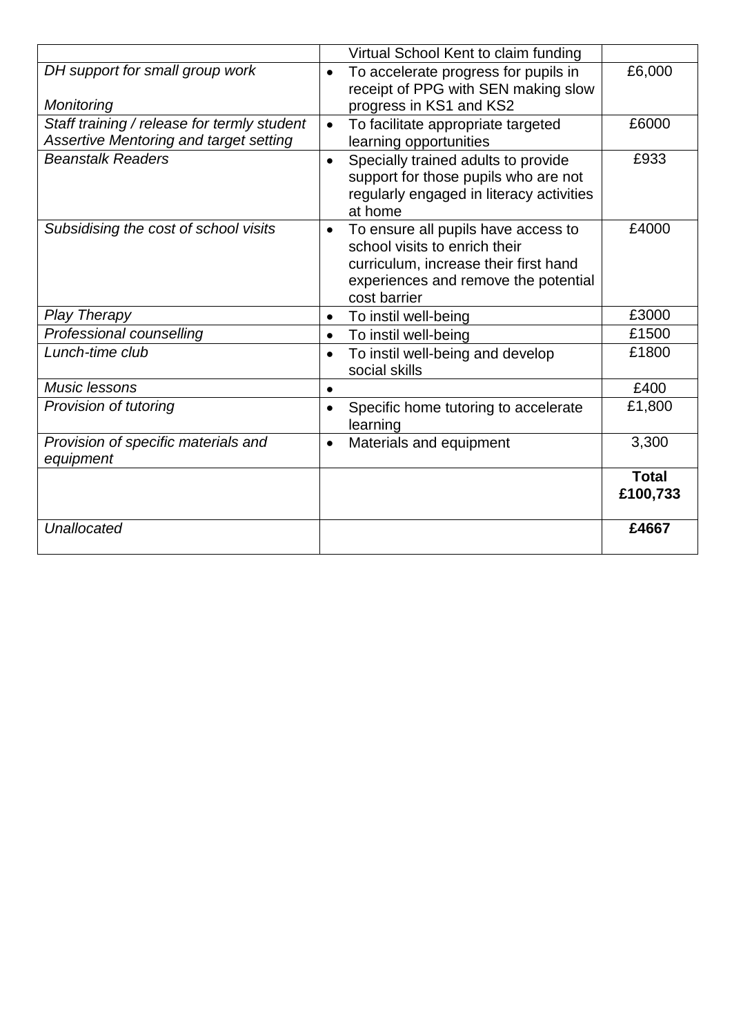| | | |
|---|---|---|
| | Virtual School Kent to claim funding | |
| *DH support for small group work*<br><br>*Monitoring* | • To accelerate progress for pupils in receipt of PPG with SEN making slow progress in KS1 and KS2 | £6,000 |
| *Staff training / release for termly student Assertive Mentoring and target setting* | • To facilitate appropriate targeted learning opportunities | £6000 |
| *Beanstalk Readers* | • Specially trained adults to provide support for those pupils who are not regularly engaged in literacy activities at home | £933 |
| *Subsidising the cost of school visits* | • To ensure all pupils have access to school visits to enrich their curriculum, increase their first hand experiences and remove the potential cost barrier | £4000 |
| *Play Therapy* | • To instil well-being | £3000 |
| *Professional counselling* | • To instil well-being | £1500 |
| *Lunch-time club* | • To instil well-being and develop social skills | £1800 |
| *Music lessons* | • | £400 |
| *Provision of tutoring* | • Specific home tutoring to accelerate learning | £1,800 |
| *Provision of specific materials and equipment* | • Materials and equipment | 3,300 |
| | | **Total £100,733** |
| *Unallocated* | | **£4667** |